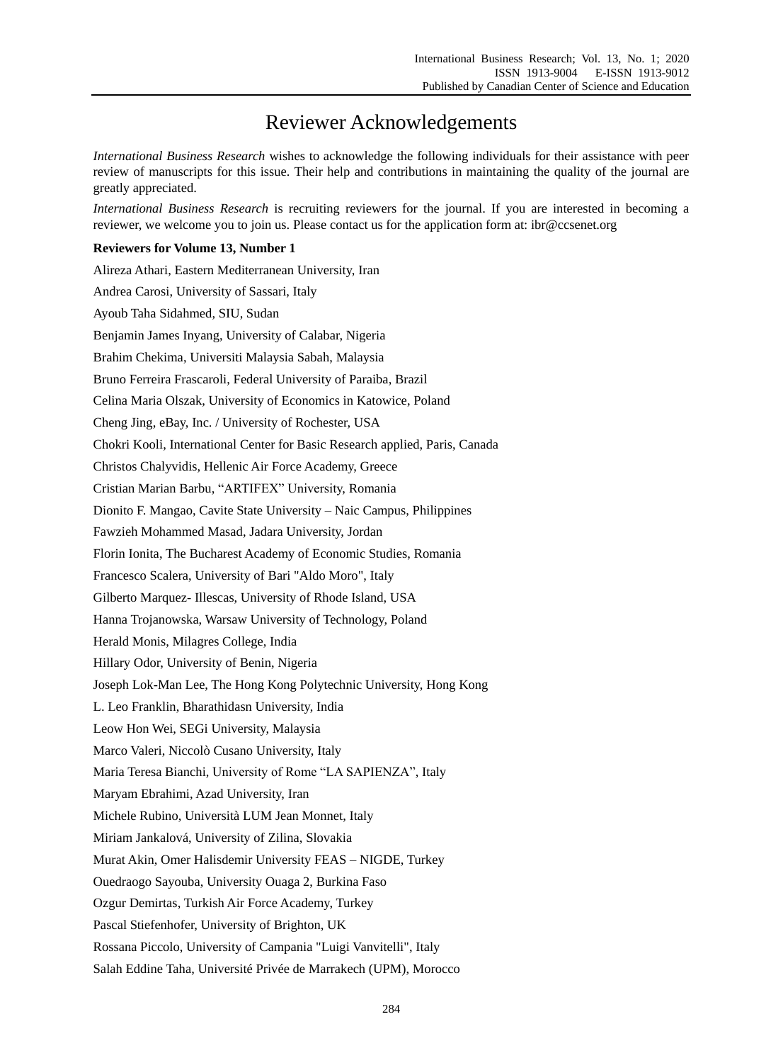# Reviewer Acknowledgements

*International Business Research* wishes to acknowledge the following individuals for their assistance with peer review of manuscripts for this issue. Their help and contributions in maintaining the quality of the journal are greatly appreciated.

*International Business Research* is recruiting reviewers for the journal. If you are interested in becoming a reviewer, we welcome you to join us. Please contact us for the application form at: ibr@ccsenet.org

**Reviewers for Volume 13, Number 1**

Alireza Athari, Eastern Mediterranean University, Iran

Andrea Carosi, University of Sassari, Italy

Ayoub Taha Sidahmed, SIU, Sudan

Benjamin James Inyang, University of Calabar, Nigeria

Brahim Chekima, Universiti Malaysia Sabah, Malaysia

Bruno Ferreira Frascaroli, Federal University of Paraiba, Brazil

Celina Maria Olszak, University of Economics in Katowice, Poland

Cheng Jing, eBay, Inc. / University of Rochester, USA

Chokri Kooli, International Center for Basic Research applied, Paris, Canada

Christos Chalyvidis, Hellenic Air Force Academy, Greece

Cristian Marian Barbu, "ARTIFEX" University, Romania

Dionito F. Mangao, Cavite State University – Naic Campus, Philippines

Fawzieh Mohammed Masad, Jadara University, Jordan

Florin Ionita, The Bucharest Academy of Economic Studies, Romania

Francesco Scalera, University of Bari "Aldo Moro", Italy

Gilberto Marquez- Illescas, University of Rhode Island, USA

Hanna Trojanowska, Warsaw University of Technology, Poland

Herald Monis, Milagres College, India

Hillary Odor, University of Benin, Nigeria

Joseph Lok-Man Lee, The Hong Kong Polytechnic University, Hong Kong

L. Leo Franklin, Bharathidasn University, India

Leow Hon Wei, SEGi University, Malaysia

Marco Valeri, Niccolò Cusano University, Italy

Maria Teresa Bianchi, University of Rome "LA SAPIENZA", Italy

Maryam Ebrahimi, Azad University, Iran

Michele Rubino, Università LUM Jean Monnet, Italy

Miriam Jankalová, University of Zilina, Slovakia

Murat Akin, Omer Halisdemir University FEAS – NIGDE, Turkey

Ouedraogo Sayouba, University Ouaga 2, Burkina Faso

Ozgur Demirtas, Turkish Air Force Academy, Turkey

Pascal Stiefenhofer, University of Brighton, UK

Rossana Piccolo, University of Campania "Luigi Vanvitelli", Italy

Salah Eddine Taha, Université Privée de Marrakech (UPM), Morocco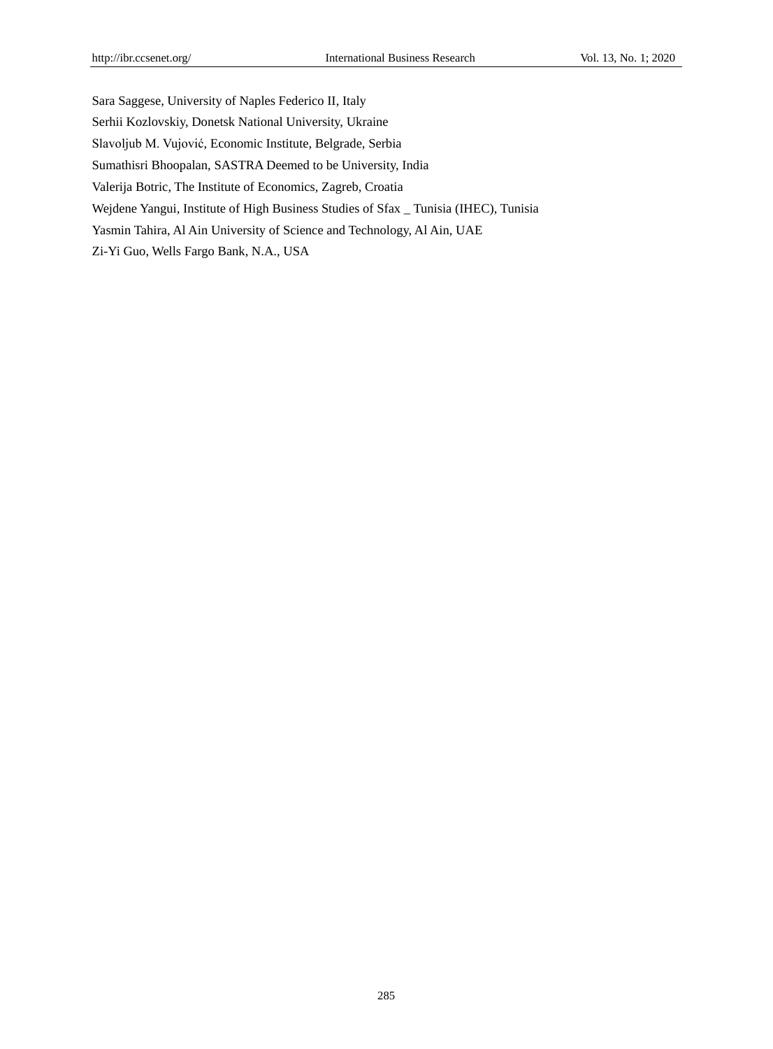Sara Saggese, University of Naples Federico II, Italy

Serhii Kozlovskiy, Donetsk National University, Ukraine

Slavoljub M. Vujović, Economic Institute, Belgrade, Serbia

Sumathisri Bhoopalan, SASTRA Deemed to be University, India

Valerija Botric, The Institute of Economics, Zagreb, Croatia

Wejdene Yangui, Institute of High Business Studies of Sfax _ Tunisia (IHEC), Tunisia

Yasmin Tahira, Al Ain University of Science and Technology, Al Ain, UAE

Zi-Yi Guo, Wells Fargo Bank, N.A., USA